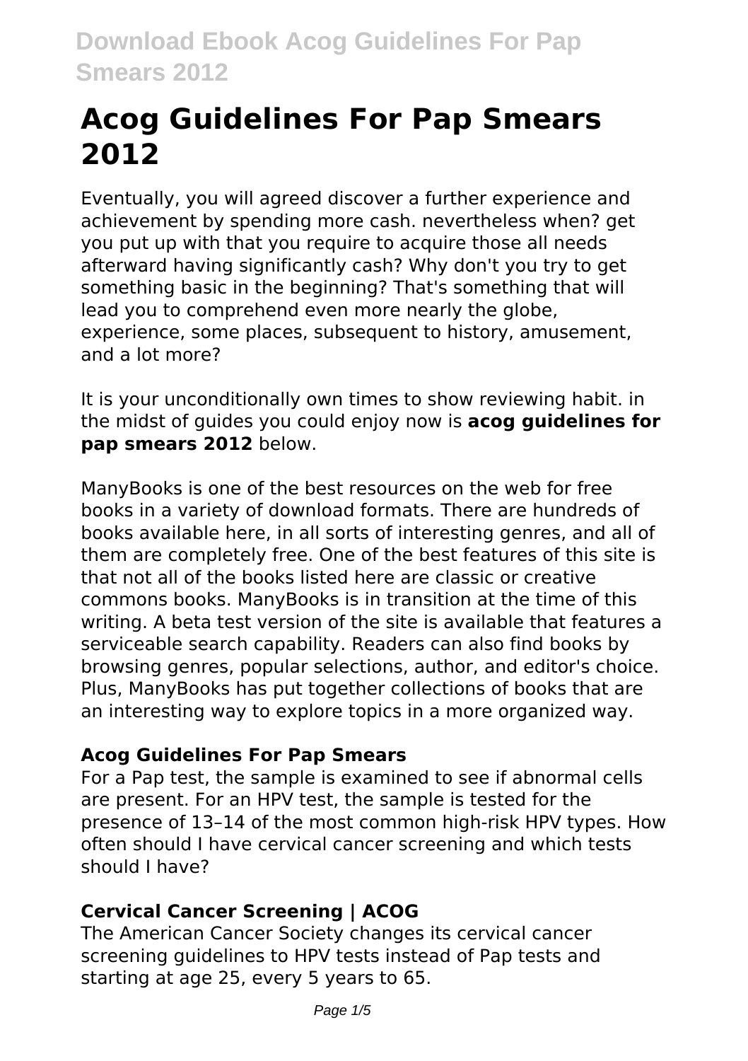# Acog Guidelines For Pap Smears 2012

Eventually, you will agreed discover a further experience and achievement by spending more cash. nevertheless when? get you put up with that you require to acquire those all needs afterward having significantly cash? Why don't you try to get something basic in the beginning? That's something that will lead you to comprehend even more nearly the globe, experience, some places, subsequent to history, amusement, and a lot more?

It is your unconditionally own times to show reviewing habit. in the midst of guides you could enjoy now is **acog guidelines for pap smears 2012** below.

ManyBooks is one of the best resources on the web for free books in a variety of download formats. There are hundreds of books available here, in all sorts of interesting genres, and all of them are completely free. One of the best features of this site is that not all of the books listed here are classic or creative commons books. ManyBooks is in transition at the time of this writing. A beta test version of the site is available that features a serviceable search capability. Readers can also find books by browsing genres, popular selections, author, and editor's choice. Plus, ManyBooks has put together collections of books that are an interesting way to explore topics in a more organized way.

### Acog Guidelines For Pap Smears

For a Pap test, the sample is examined to see if abnormal cells are present. For an HPV test, the sample is tested for the presence of 13–14 of the most common high-risk HPV types. How often should I have cervical cancer screening and which tests should I have?

### Cervical Cancer Screening | ACOG

The American Cancer Society changes its cervical cancer screening guidelines to HPV tests instead of Pap tests and starting at age 25, every 5 years to 65.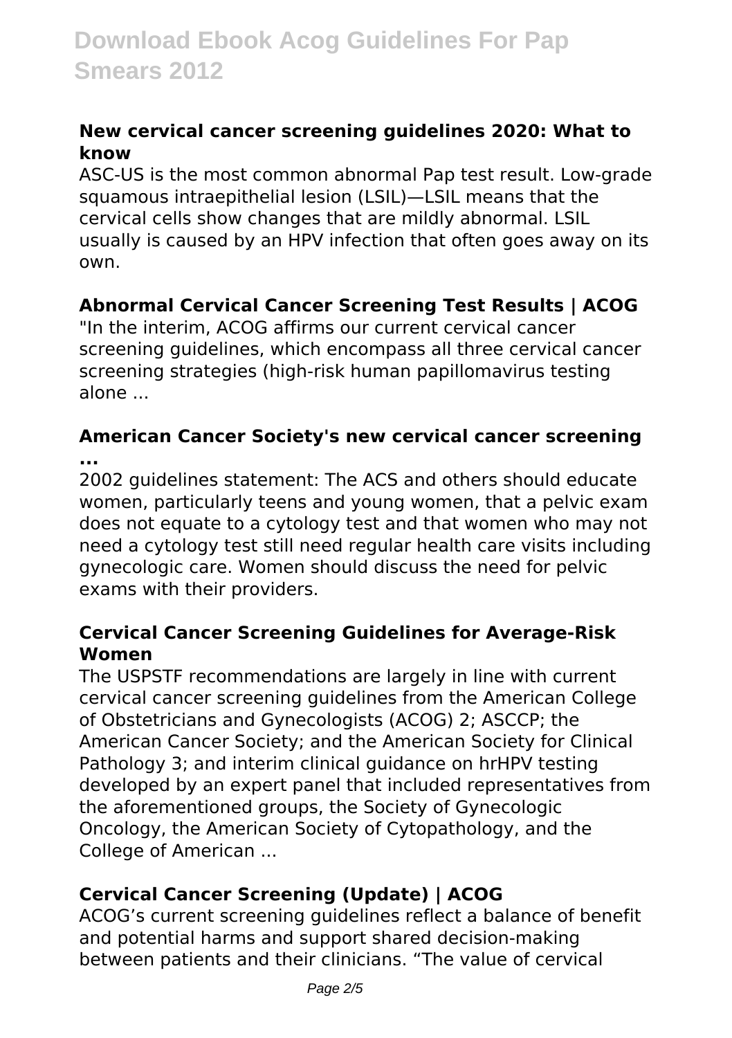### New cervical cancer screening guidelines 2020: What to know

ASC-US is the most common abnormal Pap test result. Low-grade squamous intraepithelial lesion (LSIL)—LSIL means that the cervical cells show changes that are mildly abnormal. LSIL usually is caused by an HPV infection that often goes away on its own.

### Abnormal Cervical Cancer Screening Test Results | ACOG

"In the interim, ACOG affirms our current cervical cancer screening guidelines, which encompass all three cervical cancer screening strategies (high-risk human papillomavirus testing alone ...

### American Cancer Society's new cervical cancer screening ...

2002 guidelines statement: The ACS and others should educate women, particularly teens and young women, that a pelvic exam does not equate to a cytology test and that women who may not need a cytology test still need regular health care visits including gynecologic care. Women should discuss the need for pelvic exams with their providers.

### Cervical Cancer Screening Guidelines for Average-Risk Women

The USPSTF recommendations are largely in line with current cervical cancer screening guidelines from the American College of Obstetricians and Gynecologists (ACOG) 2; ASCCP; the American Cancer Society; and the American Society for Clinical Pathology 3; and interim clinical guidance on hrHPV testing developed by an expert panel that included representatives from the aforementioned groups, the Society of Gynecologic Oncology, the American Society of Cytopathology, and the College of American ...

### Cervical Cancer Screening (Update) | ACOG

ACOG's current screening guidelines reflect a balance of benefit and potential harms and support shared decision-making between patients and their clinicians. "The value of cervical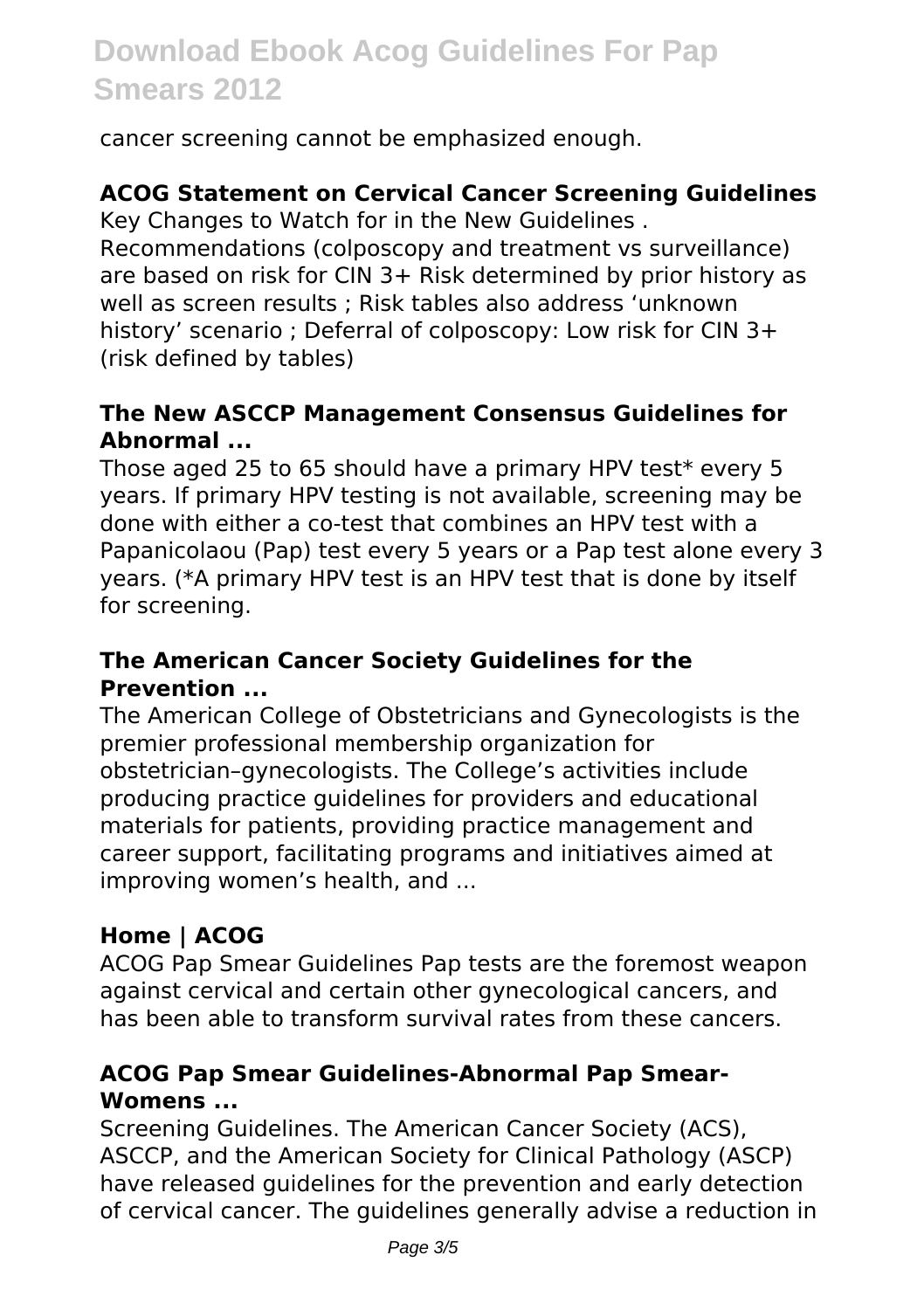cancer screening cannot be emphasized enough.

**ACOG Statement on Cervical Cancer Screening Guidelines**

Key Changes to Watch for in the New Guidelines . Recommendations (colposcopy and treatment vs surveillance) are based on risk for CIN 3+ Risk determined by prior history as well as screen results ; Risk tables also address 'unknown history' scenario ; Deferral of colposcopy: Low risk for CIN 3+ (risk defined by tables)

**The New ASCCP Management Consensus Guidelines for Abnormal ...**

Those aged 25 to 65 should have a primary HPV test* every 5 years. If primary HPV testing is not available, screening may be done with either a co-test that combines an HPV test with a Papanicolaou (Pap) test every 5 years or a Pap test alone every 3 years. (*A primary HPV test is an HPV test that is done by itself for screening.

**The American Cancer Society Guidelines for the Prevention ...**

The American College of Obstetricians and Gynecologists is the premier professional membership organization for obstetrician–gynecologists. The College's activities include producing practice guidelines for providers and educational materials for patients, providing practice management and career support, facilitating programs and initiatives aimed at improving women's health, and ...

**Home | ACOG**

ACOG Pap Smear Guidelines Pap tests are the foremost weapon against cervical and certain other gynecological cancers, and has been able to transform survival rates from these cancers.

**ACOG Pap Smear Guidelines-Abnormal Pap Smear-Womens ...**

Screening Guidelines. The American Cancer Society (ACS), ASCCP, and the American Society for Clinical Pathology (ASCP) have released guidelines for the prevention and early detection of cervical cancer. The guidelines generally advise a reduction in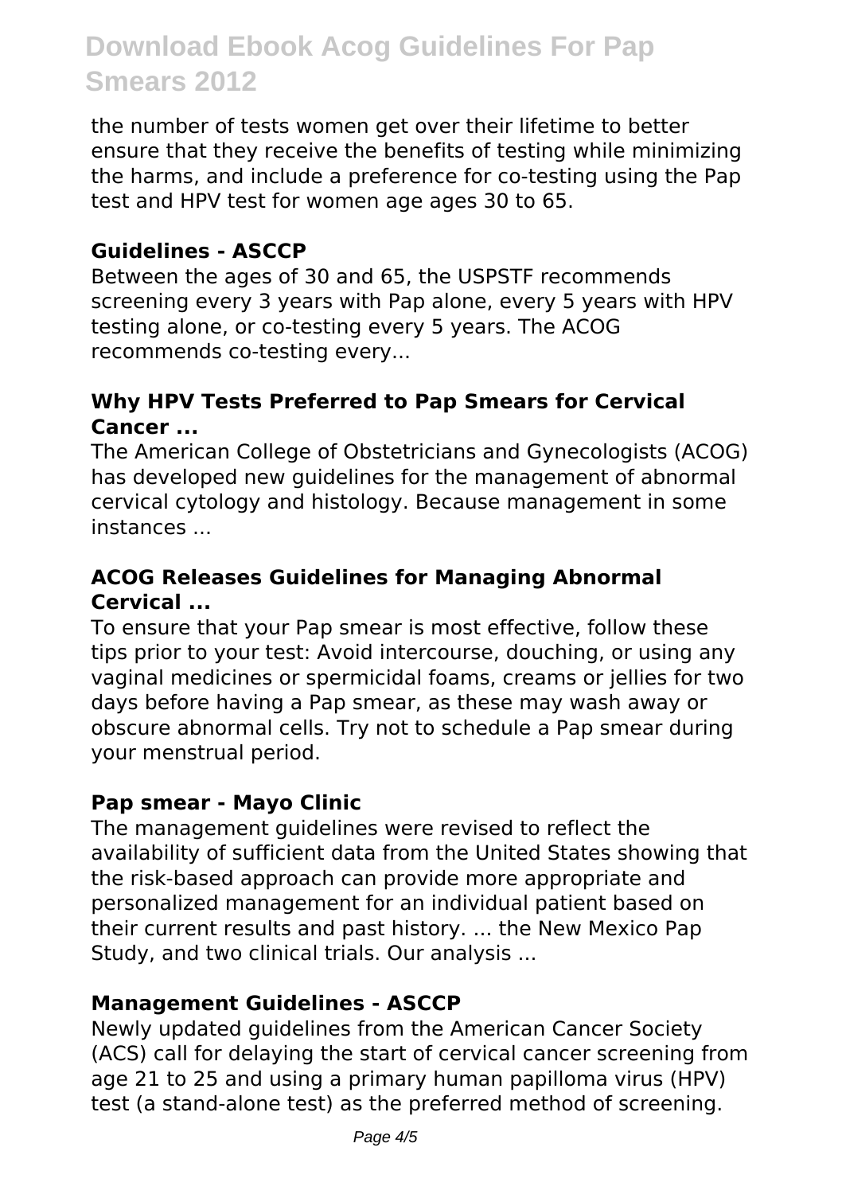the number of tests women get over their lifetime to better ensure that they receive the benefits of testing while minimizing the harms, and include a preference for co-testing using the Pap test and HPV test for women age ages 30 to 65.

**Guidelines - ASCCP**

Between the ages of 30 and 65, the USPSTF recommends screening every 3 years with Pap alone, every 5 years with HPV testing alone, or co-testing every 5 years. The ACOG recommends co-testing every...

**Why HPV Tests Preferred to Pap Smears for Cervical Cancer ...**

The American College of Obstetricians and Gynecologists (ACOG) has developed new guidelines for the management of abnormal cervical cytology and histology. Because management in some instances ...

**ACOG Releases Guidelines for Managing Abnormal Cervical ...**

To ensure that your Pap smear is most effective, follow these tips prior to your test: Avoid intercourse, douching, or using any vaginal medicines or spermicidal foams, creams or jellies for two days before having a Pap smear, as these may wash away or obscure abnormal cells. Try not to schedule a Pap smear during your menstrual period.

**Pap smear - Mayo Clinic**

The management guidelines were revised to reflect the availability of sufficient data from the United States showing that the risk-based approach can provide more appropriate and personalized management for an individual patient based on their current results and past history. ... the New Mexico Pap Study, and two clinical trials. Our analysis ...

**Management Guidelines - ASCCP**

Newly updated guidelines from the American Cancer Society (ACS) call for delaying the start of cervical cancer screening from age 21 to 25 and using a primary human papilloma virus (HPV) test (a stand-alone test) as the preferred method of screening.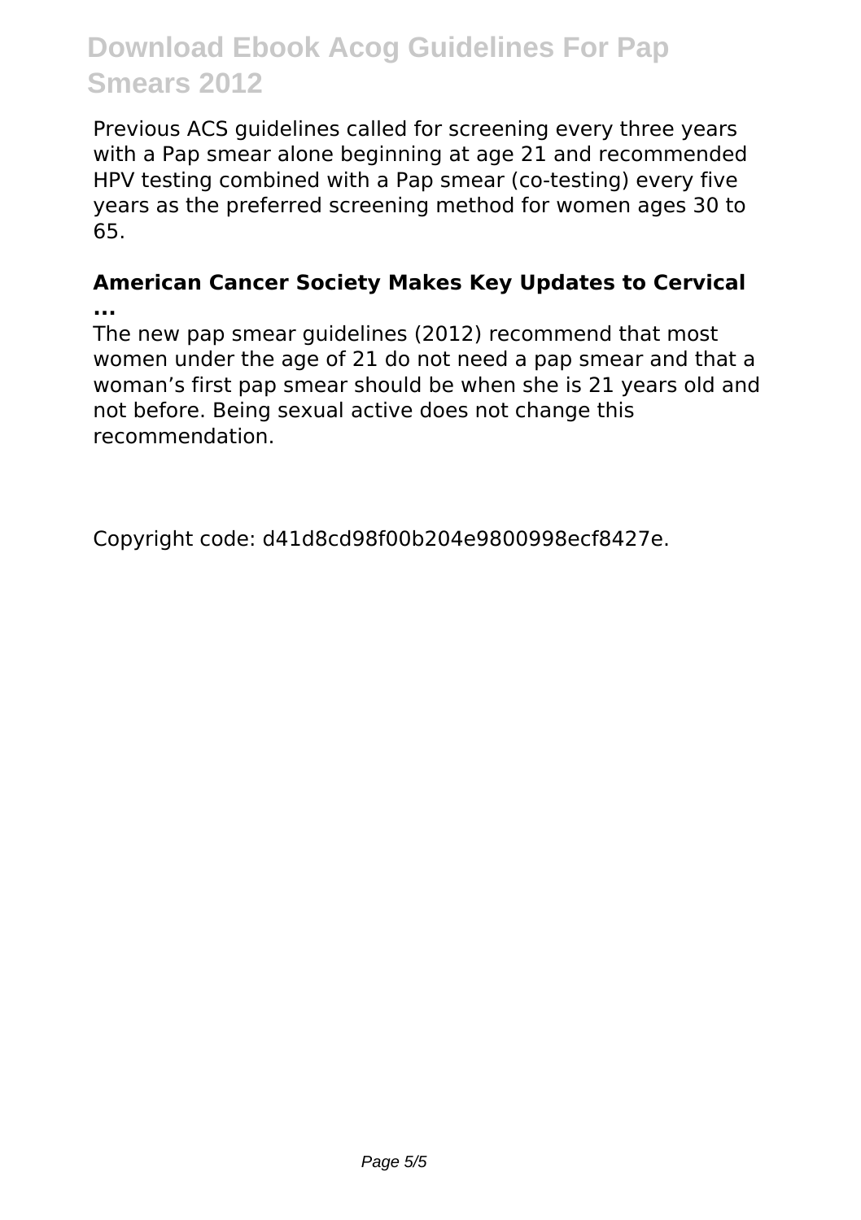Previous ACS guidelines called for screening every three years with a Pap smear alone beginning at age 21 and recommended HPV testing combined with a Pap smear (co-testing) every five years as the preferred screening method for women ages 30 to 65.

**American Cancer Society Makes Key Updates to Cervical ...**

The new pap smear guidelines (2012) recommend that most women under the age of 21 do not need a pap smear and that a woman's first pap smear should be when she is 21 years old and not before. Being sexual active does not change this recommendation.

Copyright code: d41d8cd98f00b204e9800998ecf8427e.